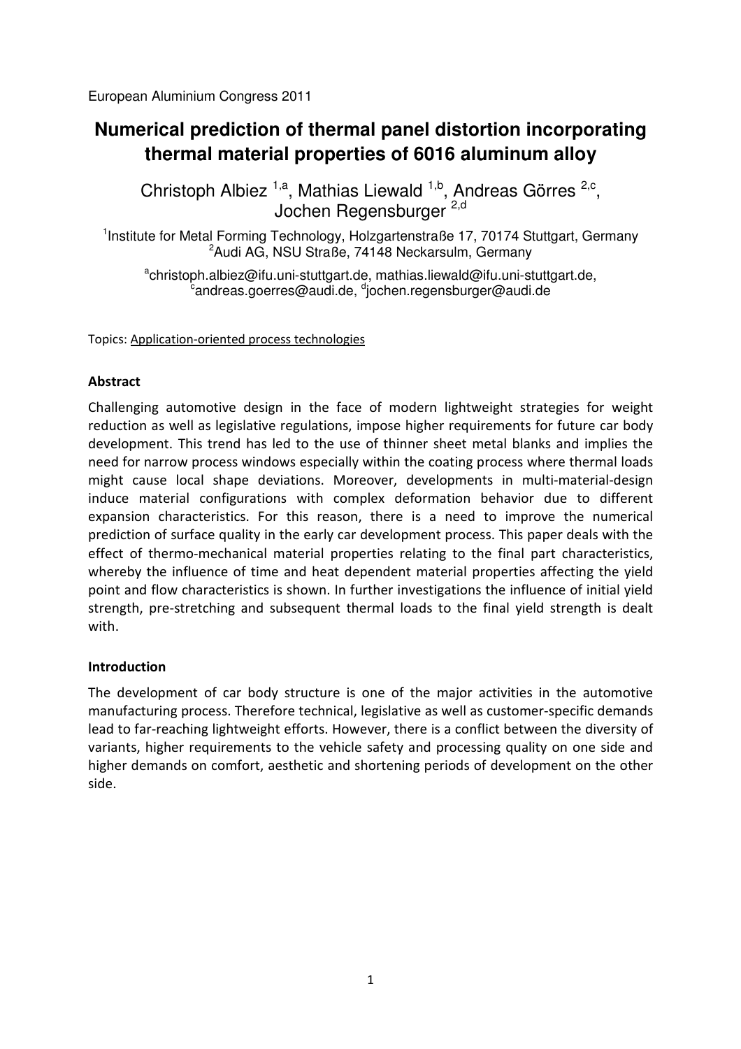European Aluminium Congress 2011

# Numerical prediction of thermal panel distortion incorporating thermal material properties of 6016 aluminum alloy

Christoph Albiez [1,a], Mathias Liewald [1,b], Andreas Görres [2,c], Jochen Regensburger [2,d]

[1]Institute for Metal Forming Technology, Holzgartenstraße 17, 70174 Stuttgart, Germany
[2]Audi AG, NSU Straße, 74148 Neckarsulm, Germany

[a]christoph.albiez@ifu.uni-stuttgart.de, mathias.liewald@ifu.uni-stuttgart.de, [c]andreas.goerres@audi.de, [d]jochen.regensburger@audi.de

Topics: Application-oriented process technologies

## Abstract

Challenging automotive design in the face of modern lightweight strategies for weight reduction as well as legislative regulations, impose higher requirements for future car body development. This trend has led to the use of thinner sheet metal blanks and implies the need for narrow process windows especially within the coating process where thermal loads might cause local shape deviations. Moreover, developments in multi-material-design induce material configurations with complex deformation behavior due to different expansion characteristics. For this reason, there is a need to improve the numerical prediction of surface quality in the early car development process. This paper deals with the effect of thermo-mechanical material properties relating to the final part characteristics, whereby the influence of time and heat dependent material properties affecting the yield point and flow characteristics is shown. In further investigations the influence of initial yield strength, pre-stretching and subsequent thermal loads to the final yield strength is dealt with.

## Introduction

The development of car body structure is one of the major activities in the automotive manufacturing process. Therefore technical, legislative as well as customer-specific demands lead to far-reaching lightweight efforts. However, there is a conflict between the diversity of variants, higher requirements to the vehicle safety and processing quality on one side and higher demands on comfort, aesthetic and shortening periods of development on the other side.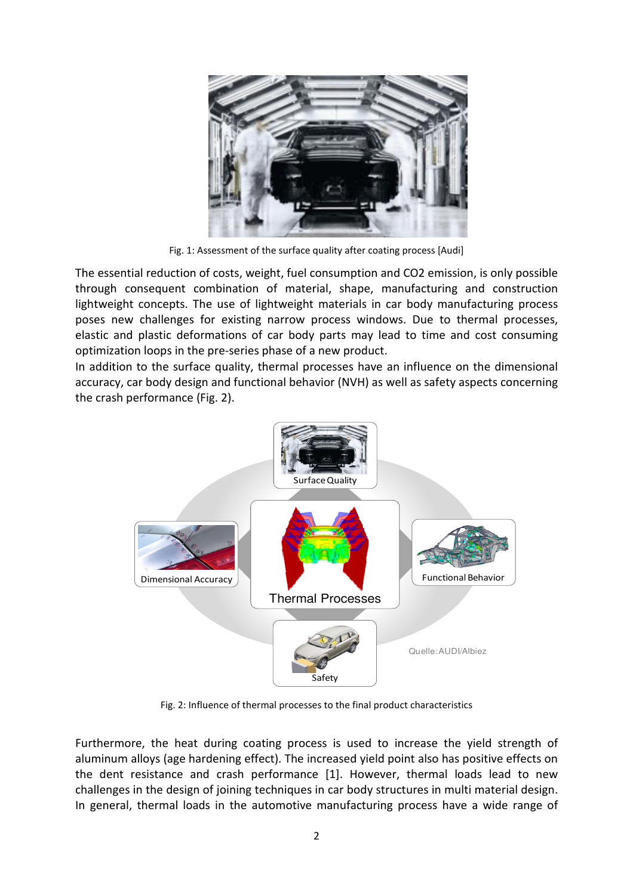Fig. 1: Assessment of the surface quality after coating process [Audi]

The essential reduction of costs, weight, fuel consumption and CO2 emission, is only possible through consequent combination of material, shape, manufacturing and construction lightweight concepts. The use of lightweight materials in car body manufacturing process poses new challenges for existing narrow process windows. Due to thermal processes, elastic and plastic deformations of car body parts may lead to time and cost consuming optimization loops in the pre-series phase of a new product.

In addition to the surface quality, thermal processes have an influence on the dimensional accuracy, car body design and functional behavior (NVH) as well as safety aspects concerning the crash performance (Fig. 2).

Fig. 2: Influence of thermal processes to the final product characteristics

Furthermore, the heat during coating process is used to increase the yield strength of aluminum alloys (age hardening effect). The increased yield point also has positive effects on the dent resistance and crash performance [1]. However, thermal loads lead to new challenges in the design of joining techniques in car body structures in multi material design. In general, thermal loads in the automotive manufacturing process have a wide range of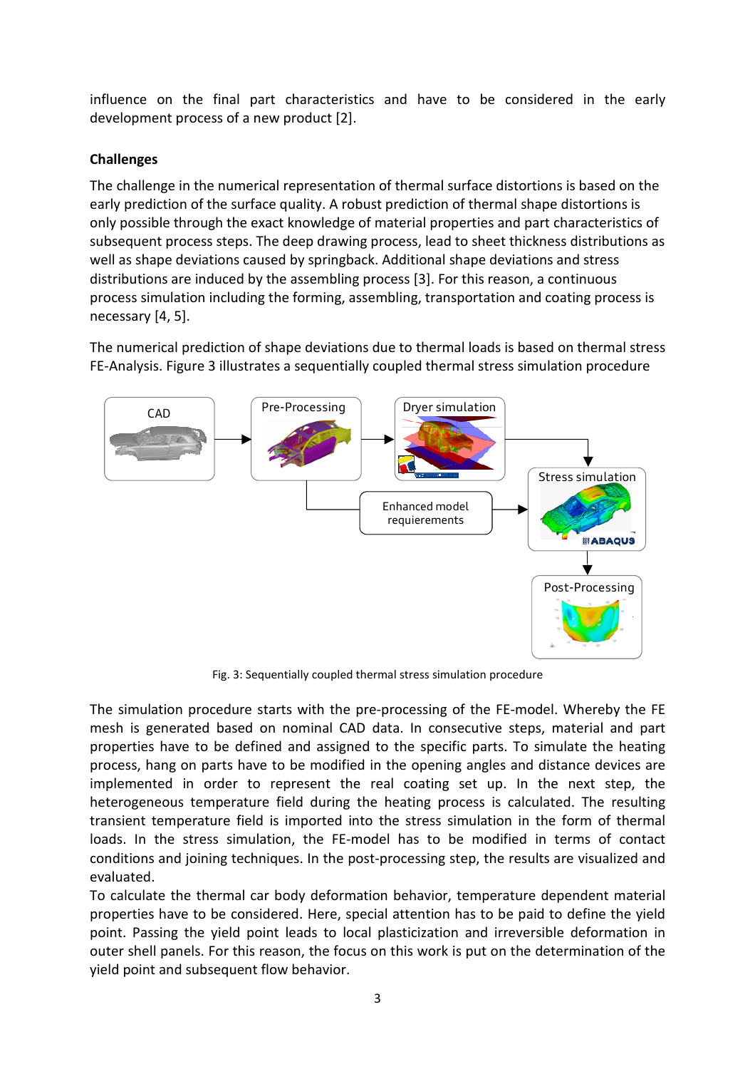influence on the final part characteristics and have to be considered in the early development process of a new product [2].

**Challenges**

The challenge in the numerical representation of thermal surface distortions is based on the early prediction of the surface quality. A robust prediction of thermal shape distortions is only possible through the exact knowledge of material properties and part characteristics of subsequent process steps. The deep drawing process, lead to sheet thickness distributions as well as shape deviations caused by springback. Additional shape deviations and stress distributions are induced by the assembling process [3]. For this reason, a continuous process simulation including the forming, assembling, transportation and coating process is necessary [4, 5].

The numerical prediction of shape deviations due to thermal loads is based on thermal stress FE-Analysis. Figure 3 illustrates a sequentially coupled thermal stress simulation procedure

Fig. 3: Sequentially coupled thermal stress simulation procedure

The simulation procedure starts with the pre-processing of the FE-model. Whereby the FE mesh is generated based on nominal CAD data. In consecutive steps, material and part properties have to be defined and assigned to the specific parts. To simulate the heating process, hang on parts have to be modified in the opening angles and distance devices are implemented in order to represent the real coating set up. In the next step, the heterogeneous temperature field during the heating process is calculated. The resulting transient temperature field is imported into the stress simulation in the form of thermal loads. In the stress simulation, the FE-model has to be modified in terms of contact conditions and joining techniques. In the post-processing step, the results are visualized and evaluated.
To calculate the thermal car body deformation behavior, temperature dependent material properties have to be considered. Here, special attention has to be paid to define the yield point. Passing the yield point leads to local plasticization and irreversible deformation in outer shell panels. For this reason, the focus on this work is put on the determination of the yield point and subsequent flow behavior.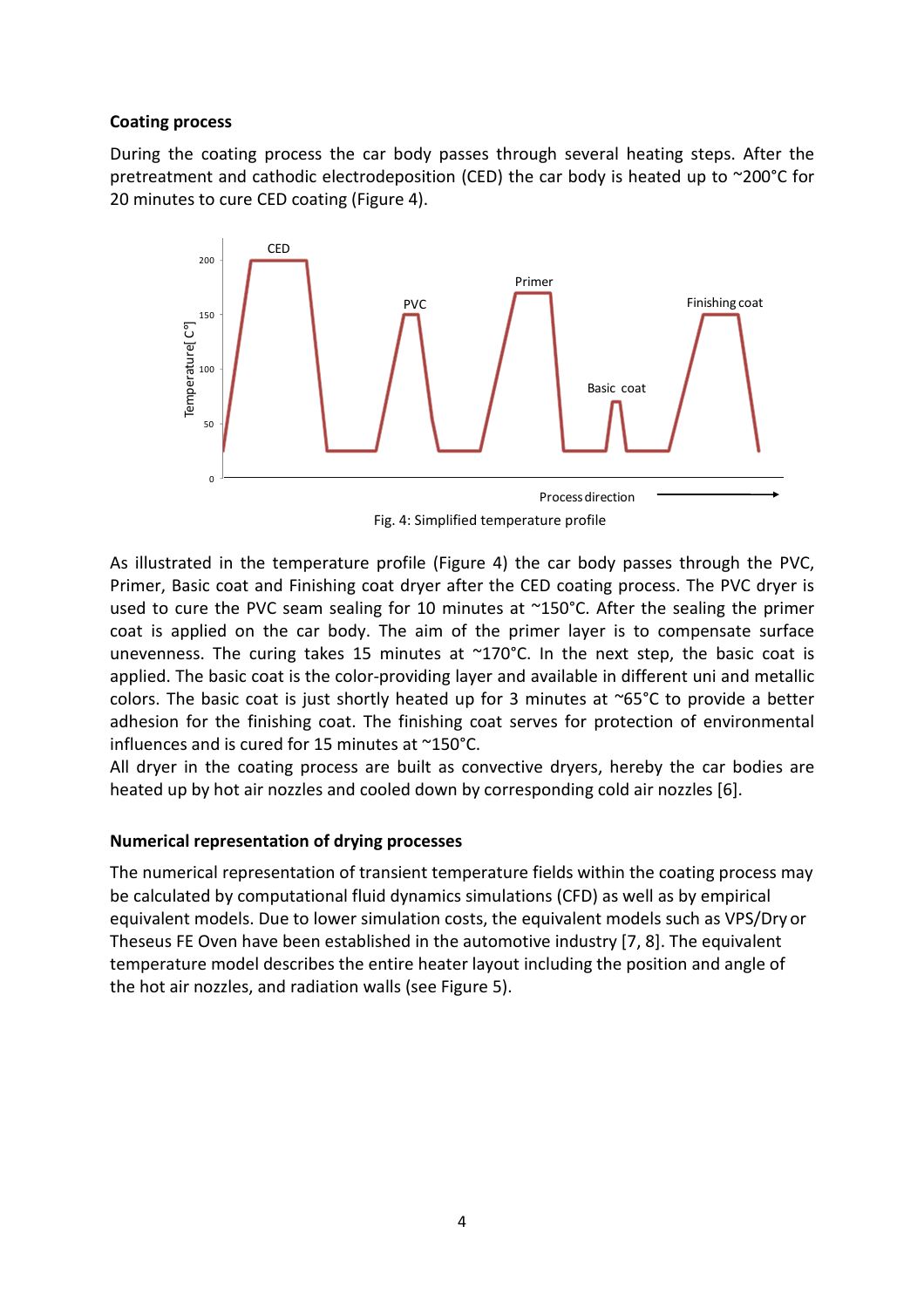**Coating process**

During the coating process the car body passes through several heating steps. After the pretreatment and cathodic electrodeposition (CED) the car body is heated up to ~200°C for 20 minutes to cure CED coating (Figure 4).

Fig. 4: Simplified temperature profile

As illustrated in the temperature profile (Figure 4) the car body passes through the PVC, Primer, Basic coat and Finishing coat dryer after the CED coating process. The PVC dryer is used to cure the PVC seam sealing for 10 minutes at ~150°C. After the sealing the primer coat is applied on the car body. The aim of the primer layer is to compensate surface unevenness. The curing takes 15 minutes at ~170°C. In the next step, the basic coat is applied. The basic coat is the color-providing layer and available in different uni and metallic colors. The basic coat is just shortly heated up for 3 minutes at ~65°C to provide a better adhesion for the finishing coat. The finishing coat serves for protection of environmental influences and is cured for 15 minutes at ~150°C.

All dryer in the coating process are built as convective dryers, hereby the car bodies are heated up by hot air nozzles and cooled down by corresponding cold air nozzles [6].

**Numerical representation of drying processes**

The numerical representation of transient temperature fields within the coating process may be calculated by computational fluid dynamics simulations (CFD) as well as by empirical equivalent models. Due to lower simulation costs, the equivalent models such as VPS/Dry or Theseus FE Oven have been established in the automotive industry [7, 8]. The equivalent temperature model describes the entire heater layout including the position and angle of the hot air nozzles, and radiation walls (see Figure 5).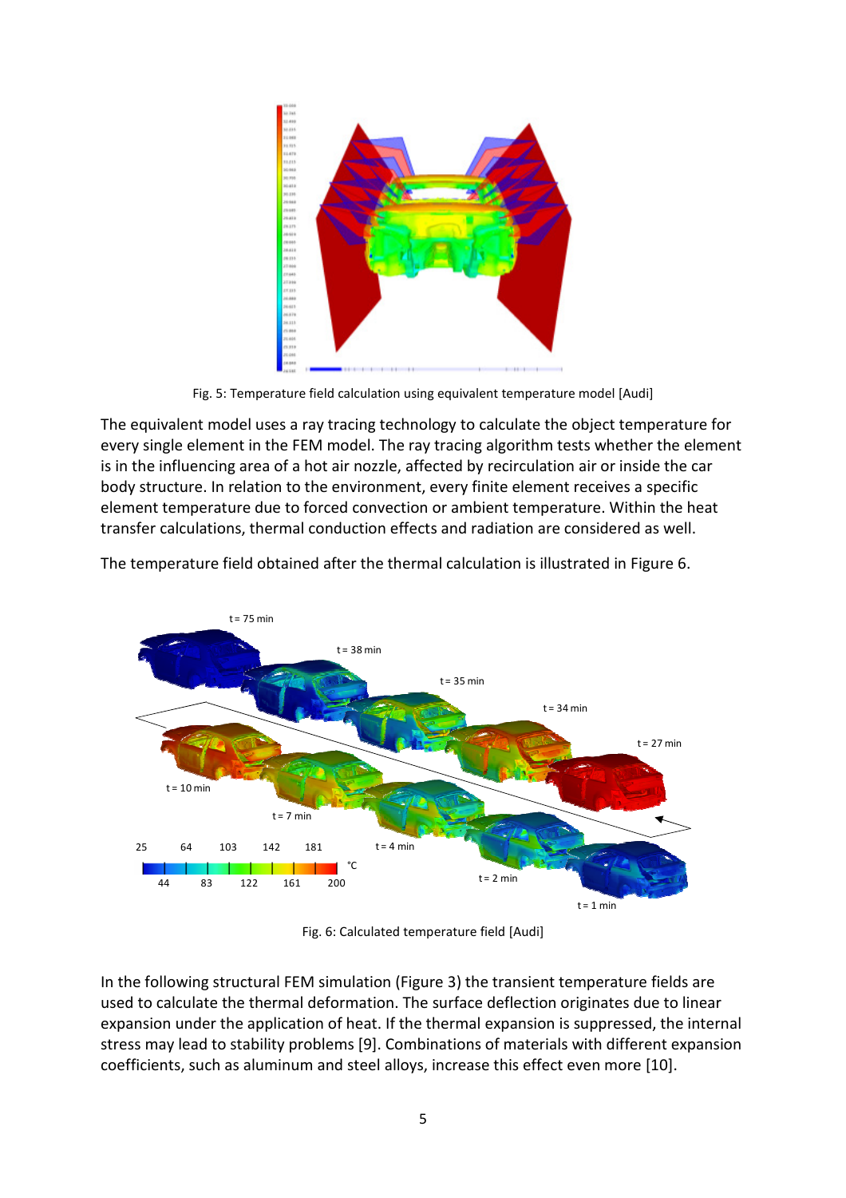Fig. 5: Temperature field calculation using equivalent temperature model [Audi]

The equivalent model uses a ray tracing technology to calculate the object temperature for every single element in the FEM model. The ray tracing algorithm tests whether the element is in the influencing area of a hot air nozzle, affected by recirculation air or inside the car body structure. In relation to the environment, every finite element receives a specific element temperature due to forced convection or ambient temperature. Within the heat transfer calculations, thermal conduction effects and radiation are considered as well.

The temperature field obtained after the thermal calculation is illustrated in Figure 6.

Fig. 6: Calculated temperature field [Audi]

In the following structural FEM simulation (Figure 3) the transient temperature fields are used to calculate the thermal deformation. The surface deflection originates due to linear expansion under the application of heat. If the thermal expansion is suppressed, the internal stress may lead to stability problems [9]. Combinations of materials with different expansion coefficients, such as aluminum and steel alloys, increase this effect even more [10].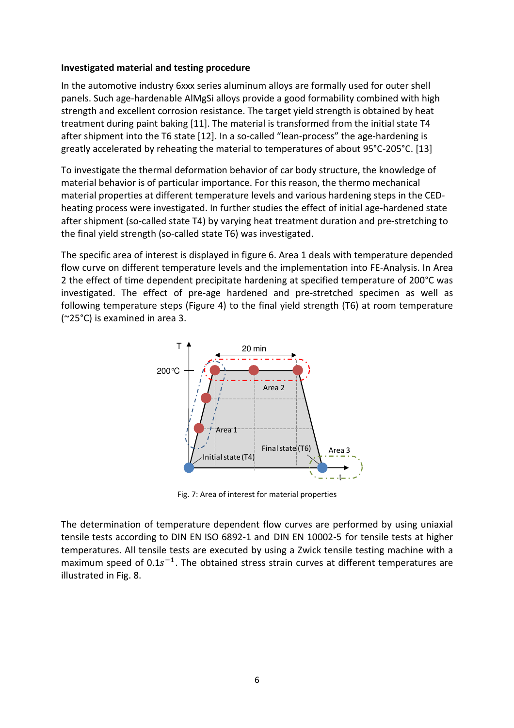**Investigated material and testing procedure**

In the automotive industry 6xxx series aluminum alloys are formally used for outer shell panels. Such age-hardenable AlMgSi alloys provide a good formability combined with high strength and excellent corrosion resistance. The target yield strength is obtained by heat treatment during paint baking [11]. The material is transformed from the initial state T4 after shipment into the T6 state [12]. In a so-called "lean-process" the age-hardening is greatly accelerated by reheating the material to temperatures of about 95°C-205°C. [13]

To investigate the thermal deformation behavior of car body structure, the knowledge of material behavior is of particular importance. For this reason, the thermo mechanical material properties at different temperature levels and various hardening steps in the CED-heating process were investigated. In further studies the effect of initial age-hardened state after shipment (so-called state T4) by varying heat treatment duration and pre-stretching to the final yield strength (so-called state T6) was investigated.

The specific area of interest is displayed in figure 6. Area 1 deals with temperature depended flow curve on different temperature levels and the implementation into FE-Analysis. In Area 2 the effect of time dependent precipitate hardening at specified temperature of 200°C was investigated. The effect of pre-age hardened and pre-stretched specimen as well as following temperature steps (Figure 4) to the final yield strength (T6) at room temperature (~25°C) is examined in area 3.

Fig. 7: Area of interest for material properties

The determination of temperature dependent flow curves are performed by using uniaxial tensile tests according to DIN EN ISO 6892-1 and DIN EN 10002-5 for tensile tests at higher temperatures. All tensile tests are executed by using a Zwick tensile testing machine with a maximum speed of $0.1s^{-1}$. The obtained stress strain curves at different temperatures are illustrated in Fig. 8.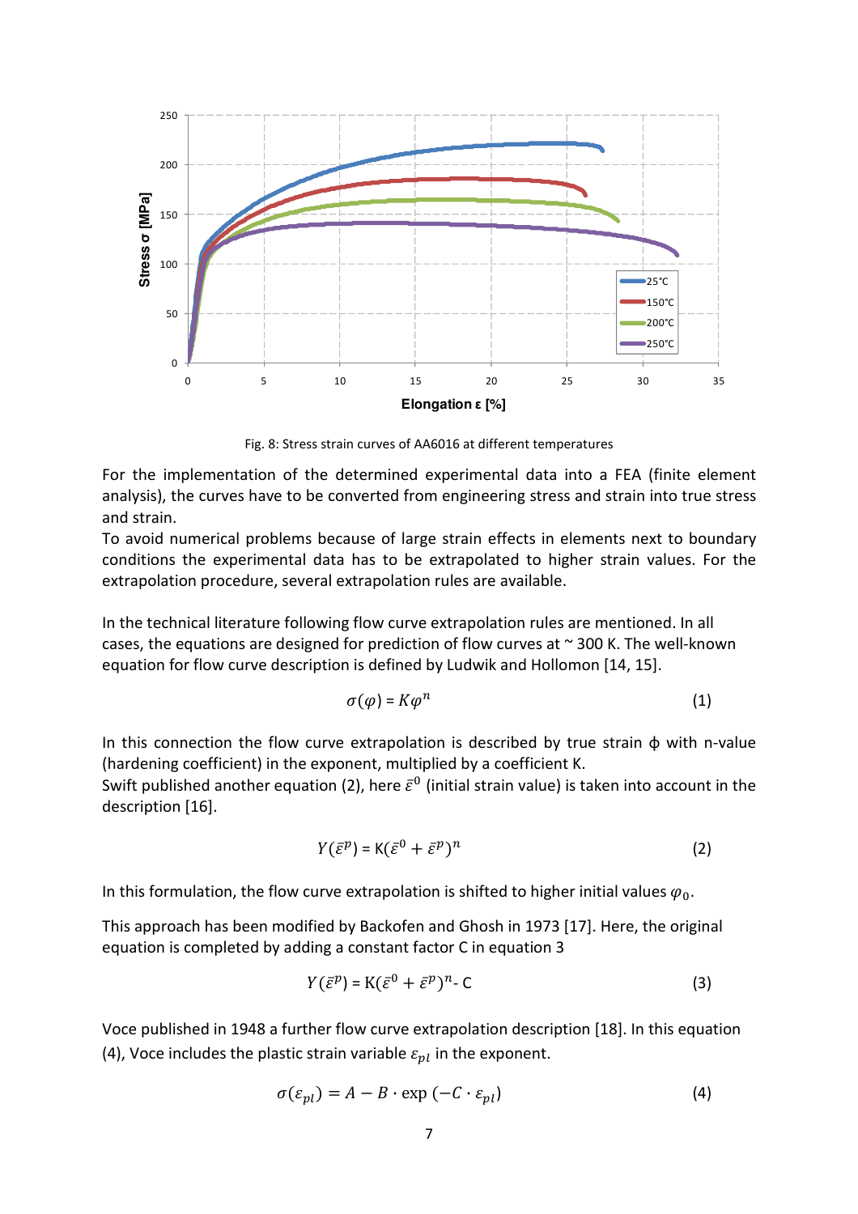Fig. 8: Stress strain curves of AA6016 at different temperatures

For the implementation of the determined experimental data into a FEA (finite element analysis), the curves have to be converted from engineering stress and strain into true stress and strain.

To avoid numerical problems because of large strain effects in elements next to boundary conditions the experimental data has to be extrapolated to higher strain values. For the extrapolation procedure, several extrapolation rules are available.

In the technical literature following flow curve extrapolation rules are mentioned. In all cases, the equations are designed for prediction of flow curves at ~ 300 K. The well-known equation for flow curve description is defined by Ludwik and Hollomon [14, 15].

$$\sigma(\varphi) = K\varphi^{n} \tag{1}$$

In this connection the flow curve extrapolation is described by true strain ϕ with n-value (hardening coefficient) in the exponent, multiplied by a coefficient K.

Swift published another equation (2), here $\bar{\varepsilon}^{0}$ (initial strain value) is taken into account in the description [16].

$$Y(\bar{\varepsilon}^{p}) = \mathrm{K}(\bar{\varepsilon}^{0} + \bar{\varepsilon}^{p})^{n} \tag{2}$$

In this formulation, the flow curve extrapolation is shifted to higher initial values $\varphi_0$.

This approach has been modified by Backofen and Ghosh in 1973 [17]. Here, the original equation is completed by adding a constant factor C in equation 3

$$Y(\bar{\varepsilon}^{p}) = \mathrm{K}(\bar{\varepsilon}^{0} + \bar{\varepsilon}^{p})^{n} - \mathrm{C} \tag{3}$$

Voce published in 1948 a further flow curve extrapolation description [18]. In this equation (4), Voce includes the plastic strain variable $\varepsilon_{pl}$ in the exponent.

$$\sigma(\varepsilon_{pl}) = A - B \cdot \exp\left(-C \cdot \varepsilon_{pl}\right) \tag{4}$$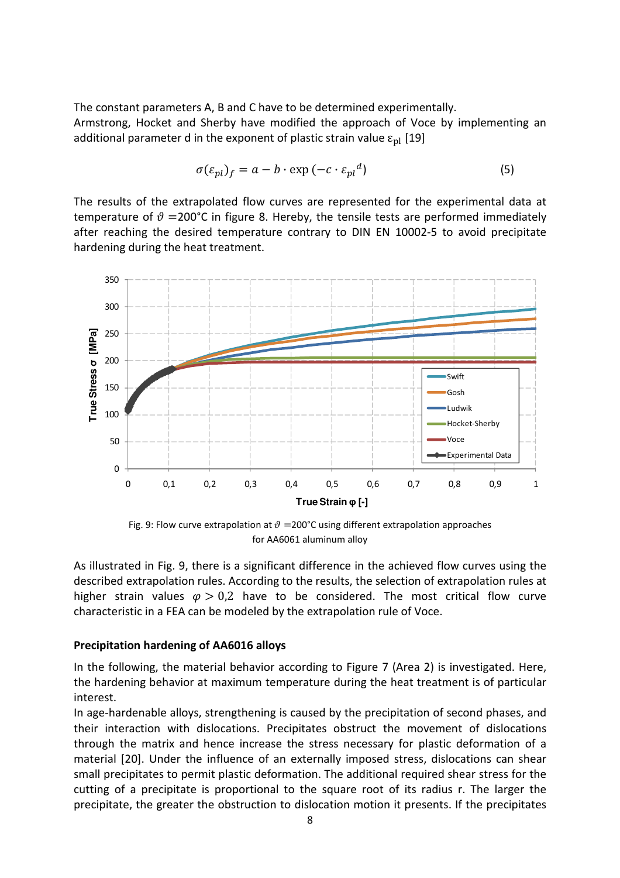The constant parameters A, B and C have to be determined experimentally.

Armstrong, Hocket and Sherby have modified the approach of Voce by implementing an additional parameter d in the exponent of plastic strain value $\varepsilon_{pl}$ [19]

$$\sigma(\varepsilon_{pl})_f = a - b \cdot \exp\left(-c \cdot \varepsilon_{pl}{}^{d}\right) \tag{5}$$

The results of the extrapolated flow curves are represented for the experimental data at temperature of $\vartheta$ =200°C in figure 8. Hereby, the tensile tests are performed immediately after reaching the desired temperature contrary to DIN EN 10002-5 to avoid precipitate hardening during the heat treatment.

Fig. 9: Flow curve extrapolation at $\vartheta$ =200°C using different extrapolation approaches for AA6061 aluminum alloy

As illustrated in Fig. 9, there is a significant difference in the achieved flow curves using the described extrapolation rules. According to the results, the selection of extrapolation rules at higher strain values $\varphi > 0{,}2$ have to be considered. The most critical flow curve characteristic in a FEA can be modeled by the extrapolation rule of Voce.

**Precipitation hardening of AA6016 alloys**

In the following, the material behavior according to Figure 7 (Area 2) is investigated. Here, the hardening behavior at maximum temperature during the heat treatment is of particular interest.

In age-hardenable alloys, strengthening is caused by the precipitation of second phases, and their interaction with dislocations. Precipitates obstruct the movement of dislocations through the matrix and hence increase the stress necessary for plastic deformation of a material [20]. Under the influence of an externally imposed stress, dislocations can shear small precipitates to permit plastic deformation. The additional required shear stress for the cutting of a precipitate is proportional to the square root of its radius r. The larger the precipitate, the greater the obstruction to dislocation motion it presents. If the precipitates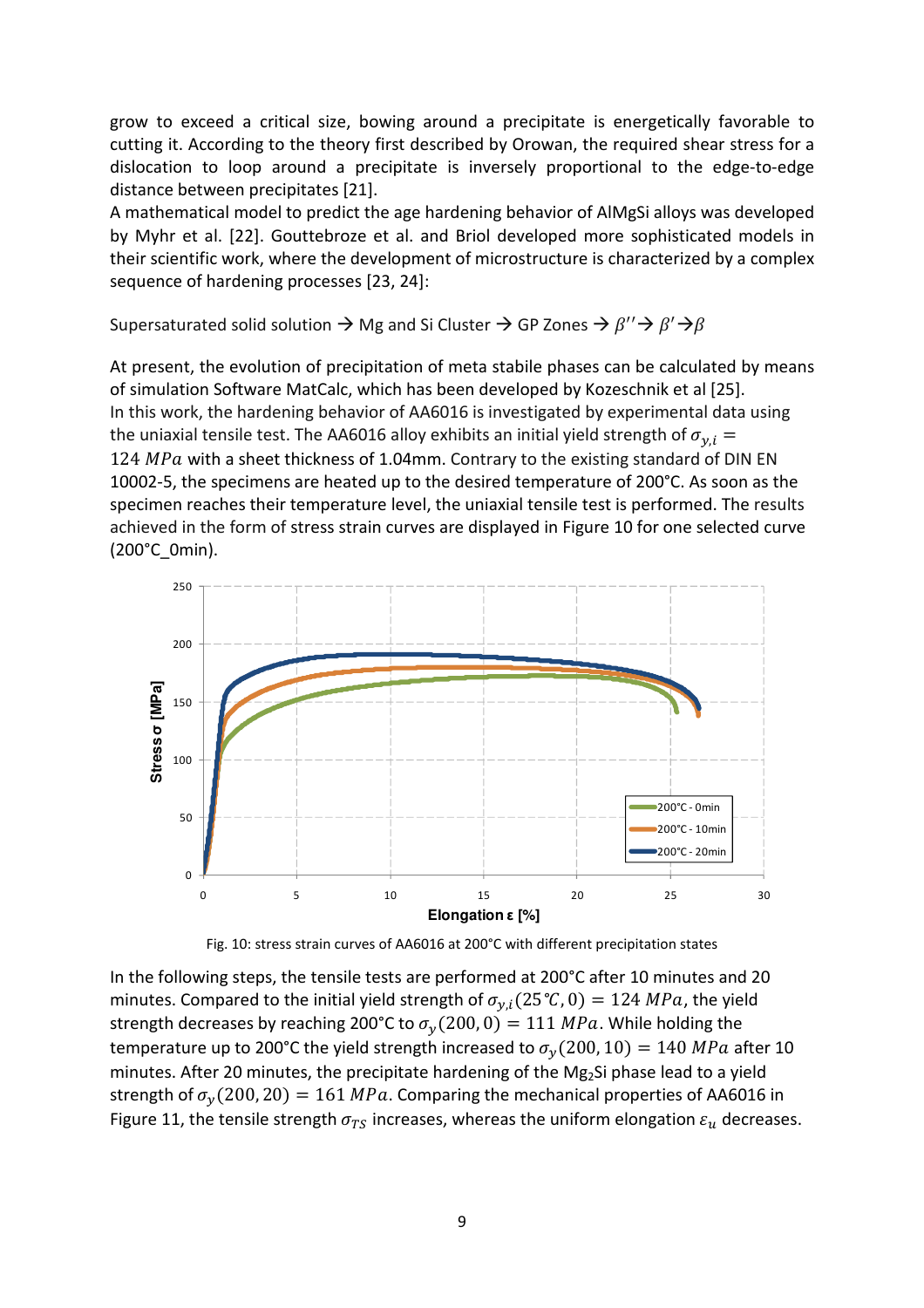grow to exceed a critical size, bowing around a precipitate is energetically favorable to cutting it. According to the theory first described by Orowan, the required shear stress for a dislocation to loop around a precipitate is inversely proportional to the edge-to-edge distance between precipitates [21].

A mathematical model to predict the age hardening behavior of AlMgSi alloys was developed by Myhr et al. [22]. Gouttebroze et al. and Briol developed more sophisticated models in their scientific work, where the development of microstructure is characterized by a complex sequence of hardening processes [23, 24]:

Supersaturated solid solution → Mg and Si Cluster → GP Zones → $\beta''$ → $\beta'$ → $\beta$

At present, the evolution of precipitation of meta stabile phases can be calculated by means of simulation Software MatCalc, which has been developed by Kozeschnik et al [25].

In this work, the hardening behavior of AA6016 is investigated by experimental data using the uniaxial tensile test. The AA6016 alloy exhibits an initial yield strength of $\sigma_{y,i} = 124\ MPa$ with a sheet thickness of 1.04mm. Contrary to the existing standard of DIN EN 10002-5, the specimens are heated up to the desired temperature of 200°C. As soon as the specimen reaches their temperature level, the uniaxial tensile test is performed. The results achieved in the form of stress strain curves are displayed in Figure 10 for one selected curve (200°C_0min).

Fig. 10: stress strain curves of AA6016 at 200°C with different precipitation states

In the following steps, the tensile tests are performed at 200°C after 10 minutes and 20 minutes. Compared to the initial yield strength of $\sigma_{y,i}(25\,°C, 0) = 124\ MPa$, the yield strength decreases by reaching 200°C to $\sigma_y(200, 0) = 111\ MPa$. While holding the temperature up to 200°C the yield strength increased to $\sigma_y(200, 10) = 140\ MPa$ after 10 minutes. After 20 minutes, the precipitate hardening of the $Mg_2Si$ phase lead to a yield strength of $\sigma_y(200, 20) = 161\ MPa$. Comparing the mechanical properties of AA6016 in Figure 11, the tensile strength $\sigma_{TS}$ increases, whereas the uniform elongation $\varepsilon_u$ decreases.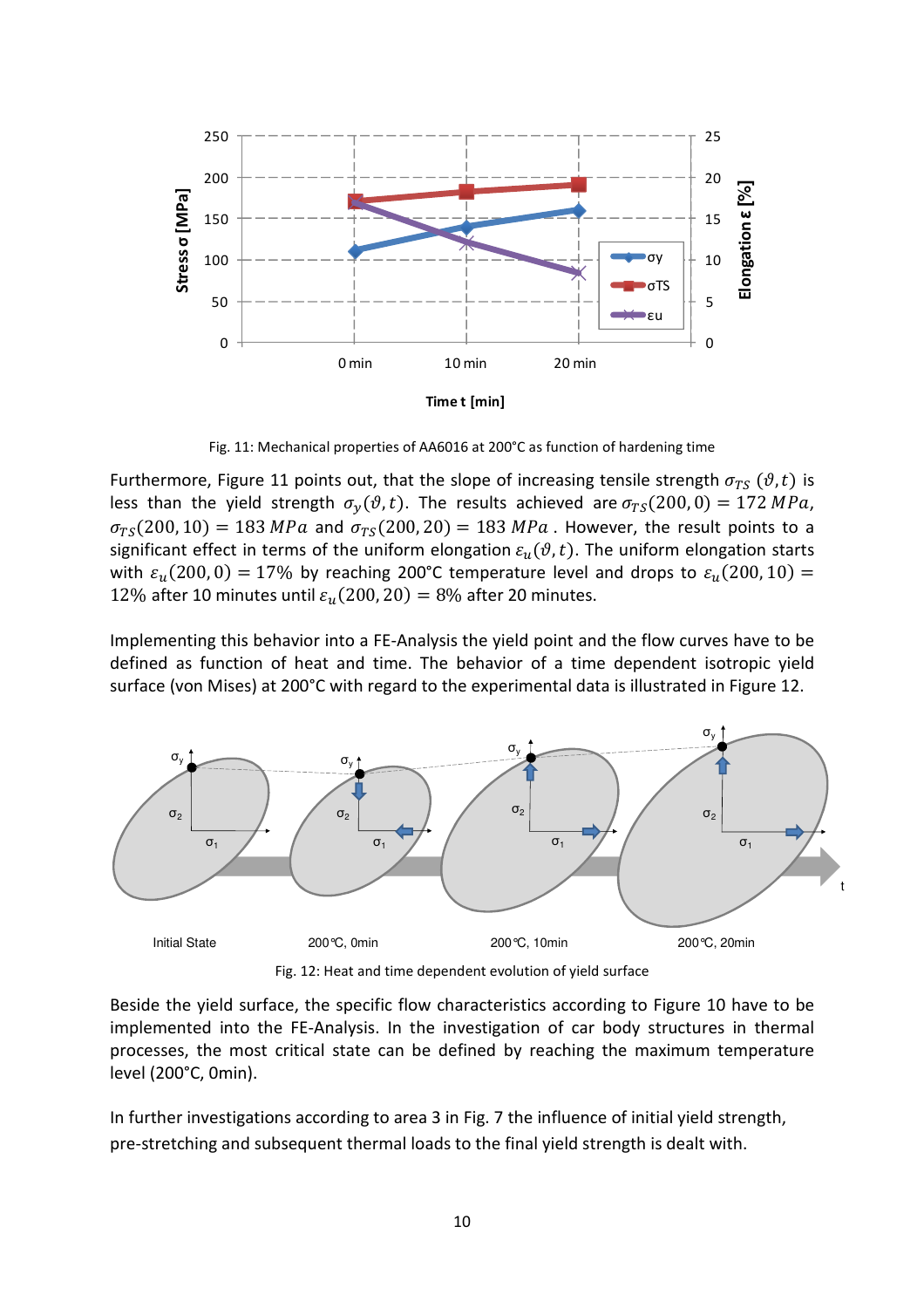Fig. 11: Mechanical properties of AA6016 at 200°C as function of hardening time

Furthermore, Figure 11 points out, that the slope of increasing tensile strength $\sigma_{TS}\ (\vartheta, t)$ is less than the yield strength $\sigma_y(\vartheta, t)$. The results achieved are $\sigma_{TS}(200, 0) = 172\ MPa$, $\sigma_{TS}(200, 10) = 183\ MPa$ and $\sigma_{TS}(200, 20) = 183\ MPa$. However, the result points to a significant effect in terms of the uniform elongation $\varepsilon_u(\vartheta, t)$. The uniform elongation starts with $\varepsilon_u(200, 0) = 17\%$ by reaching 200°C temperature level and drops to $\varepsilon_u(200, 10) = 12\%$ after 10 minutes until $\varepsilon_u(200, 20) = 8\%$ after 20 minutes.

Implementing this behavior into a FE-Analysis the yield point and the flow curves have to be defined as function of heat and time. The behavior of a time dependent isotropic yield surface (von Mises) at 200°C with regard to the experimental data is illustrated in Figure 12.

Fig. 12: Heat and time dependent evolution of yield surface

Beside the yield surface, the specific flow characteristics according to Figure 10 have to be implemented into the FE-Analysis. In the investigation of car body structures in thermal processes, the most critical state can be defined by reaching the maximum temperature level (200°C, 0min).

In further investigations according to area 3 in Fig. 7 the influence of initial yield strength, pre-stretching and subsequent thermal loads to the final yield strength is dealt with.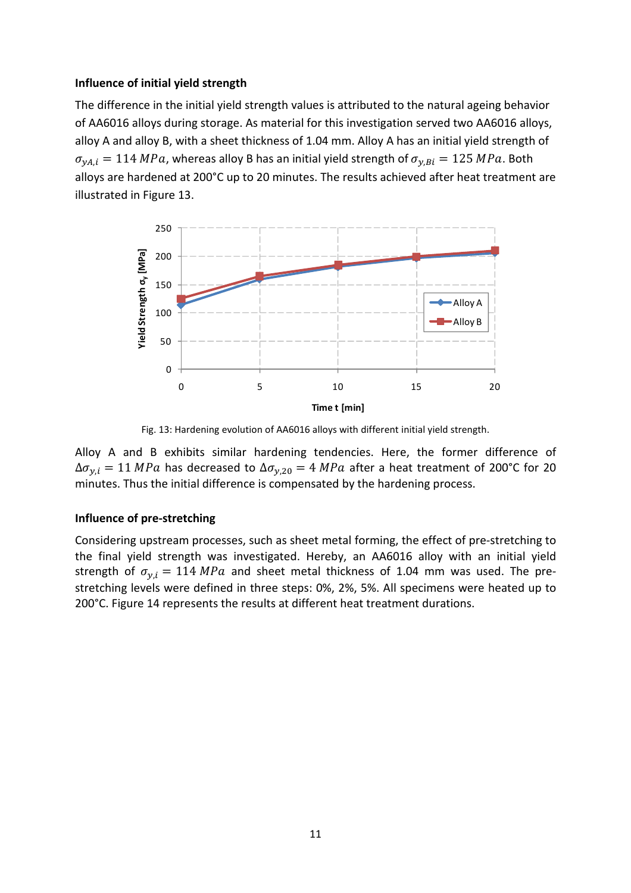**Influence of initial yield strength**

The difference in the initial yield strength values is attributed to the natural ageing behavior of AA6016 alloys during storage. As material for this investigation served two AA6016 alloys, alloy A and alloy B, with a sheet thickness of 1.04 mm. Alloy A has an initial yield strength of $\sigma_{yA,i} = 114\ MPa$, whereas alloy B has an initial yield strength of $\sigma_{y,Bi} = 125\ MPa$. Both alloys are hardened at 200°C up to 20 minutes. The results achieved after heat treatment are illustrated in Figure 13.

Fig. 13: Hardening evolution of AA6016 alloys with different initial yield strength.

Alloy A and B exhibits similar hardening tendencies. Here, the former difference of $\Delta\sigma_{y,i} = 11\ MPa$ has decreased to $\Delta\sigma_{y,20} = 4\ MPa$ after a heat treatment of 200°C for 20 minutes. Thus the initial difference is compensated by the hardening process.

**Influence of pre-stretching**

Considering upstream processes, such as sheet metal forming, the effect of pre-stretching to the final yield strength was investigated. Hereby, an AA6016 alloy with an initial yield strength of $\sigma_{y,i} = 114\ MPa$ and sheet metal thickness of 1.04 mm was used. The pre-stretching levels were defined in three steps: 0%, 2%, 5%. All specimens were heated up to 200°C. Figure 14 represents the results at different heat treatment durations.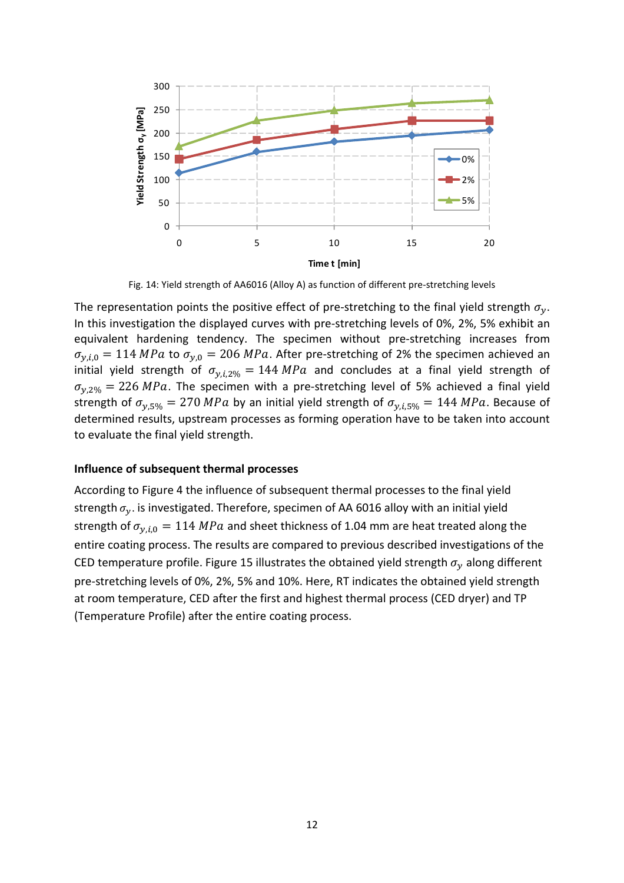Fig. 14: Yield strength of AA6016 (Alloy A) as function of different pre-stretching levels

The representation points the positive effect of pre-stretching to the final yield strength $\sigma_y$. In this investigation the displayed curves with pre-stretching levels of 0%, 2%, 5% exhibit an equivalent hardening tendency. The specimen without pre-stretching increases from $\sigma_{y,i,0} = 114\ MPa$ to $\sigma_{y,0} = 206\ MPa$. After pre-stretching of 2% the specimen achieved an initial yield strength of $\sigma_{y,i,2\%} = 144\ MPa$ and concludes at a final yield strength of $\sigma_{y,2\%} = 226\ MPa$. The specimen with a pre-stretching level of 5% achieved a final yield strength of $\sigma_{y,5\%} = 270\ MPa$ by an initial yield strength of $\sigma_{y,i,5\%} = 144\ MPa$. Because of determined results, upstream processes as forming operation have to be taken into account to evaluate the final yield strength.

**Influence of subsequent thermal processes**

According to Figure 4 the influence of subsequent thermal processes to the final yield strength $\sigma_y$. is investigated. Therefore, specimen of AA 6016 alloy with an initial yield strength of $\sigma_{y,i,0} = 114\ MPa$ and sheet thickness of 1.04 mm are heat treated along the entire coating process. The results are compared to previous described investigations of the CED temperature profile. Figure 15 illustrates the obtained yield strength $\sigma_y$ along different pre-stretching levels of 0%, 2%, 5% and 10%. Here, RT indicates the obtained yield strength at room temperature, CED after the first and highest thermal process (CED dryer) and TP (Temperature Profile) after the entire coating process.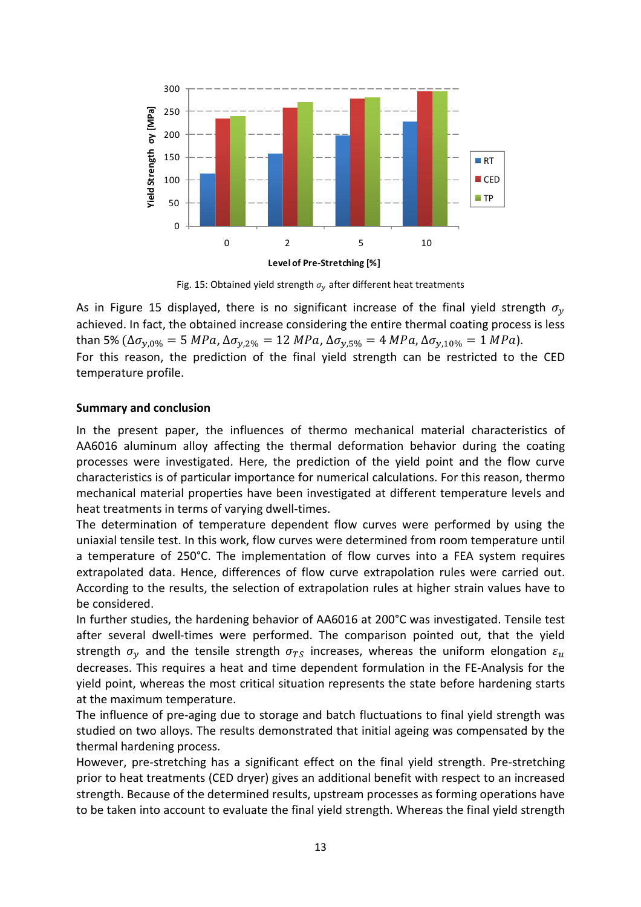Fig. 15: Obtained yield strength $\sigma_y$ after different heat treatments

As in Figure 15 displayed, there is no significant increase of the final yield strength $\sigma_y$ achieved. In fact, the obtained increase considering the entire thermal coating process is less than 5% ($\Delta\sigma_{y,0\%} = 5\ MPa, \Delta\sigma_{y,2\%} = 12\ MPa, \Delta\sigma_{y,5\%} = 4\ MPa, \Delta\sigma_{y,10\%} = 1\ MPa$).
For this reason, the prediction of the final yield strength can be restricted to the CED temperature profile.

**Summary and conclusion**

In the present paper, the influences of thermo mechanical material characteristics of AA6016 aluminum alloy affecting the thermal deformation behavior during the coating processes were investigated. Here, the prediction of the yield point and the flow curve characteristics is of particular importance for numerical calculations. For this reason, thermo mechanical material properties have been investigated at different temperature levels and heat treatments in terms of varying dwell-times.
The determination of temperature dependent flow curves were performed by using the uniaxial tensile test. In this work, flow curves were determined from room temperature until a temperature of 250°C. The implementation of flow curves into a FEA system requires extrapolated data. Hence, differences of flow curve extrapolation rules were carried out. According to the results, the selection of extrapolation rules at higher strain values have to be considered.
In further studies, the hardening behavior of AA6016 at 200°C was investigated. Tensile test after several dwell-times were performed. The comparison pointed out, that the yield strength $\sigma_y$ and the tensile strength $\sigma_{TS}$ increases, whereas the uniform elongation $\varepsilon_u$ decreases. This requires a heat and time dependent formulation in the FE-Analysis for the yield point, whereas the most critical situation represents the state before hardening starts at the maximum temperature.
The influence of pre-aging due to storage and batch fluctuations to final yield strength was studied on two alloys. The results demonstrated that initial ageing was compensated by the thermal hardening process.
However, pre-stretching has a significant effect on the final yield strength. Pre-stretching prior to heat treatments (CED dryer) gives an additional benefit with respect to an increased strength. Because of the determined results, upstream processes as forming operations have to be taken into account to evaluate the final yield strength. Whereas the final yield strength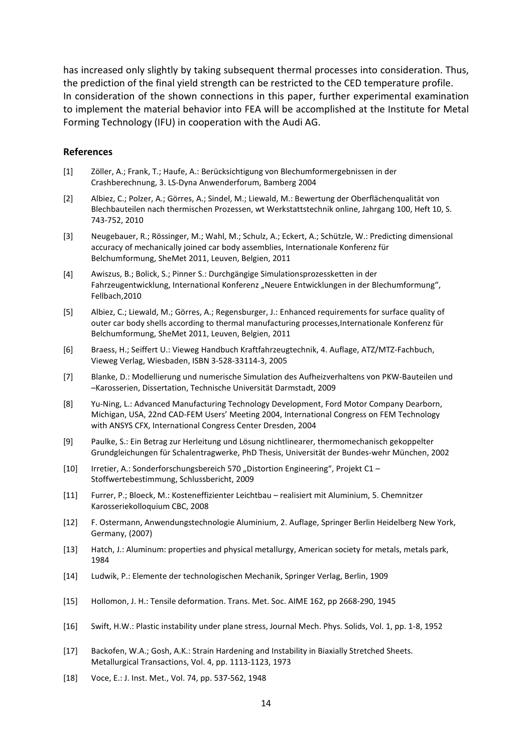has increased only slightly by taking subsequent thermal processes into consideration. Thus, the prediction of the final yield strength can be restricted to the CED temperature profile. In consideration of the shown connections in this paper, further experimental examination to implement the material behavior into FEA will be accomplished at the Institute for Metal Forming Technology (IFU) in cooperation with the Audi AG.

## References

[1] Zöller, A.; Frank, T.; Haufe, A.: Berücksichtigung von Blechumformergebnissen in der Crashberechnung, 3. LS-Dyna Anwenderforum, Bamberg 2004

[2] Albiez, C.; Polzer, A.; Görres, A.; Sindel, M.; Liewald, M.: Bewertung der Oberflächenqualität von Blechbauteilen nach thermischen Prozessen, wt Werkstattstechnik online, Jahrgang 100, Heft 10, S. 743-752, 2010

[3] Neugebauer, R.; Rössinger, M.; Wahl, M.; Schulz, A.; Eckert, A.; Schützle, W.: Predicting dimensional accuracy of mechanically joined car body assemblies, Internationale Konferenz für Belchumformung, SheMet 2011, Leuven, Belgien, 2011

[4] Awiszus, B.; Bolick, S.; Pinner S.: Durchgängige Simulationsprozessketten in der Fahrzeugentwicklung, International Konferenz „Neuere Entwicklungen in der Blechumformung", Fellbach,2010

[5] Albiez, C.; Liewald, M.; Görres, A.; Regensburger, J.: Enhanced requirements for surface quality of outer car body shells according to thermal manufacturing processes,Internationale Konferenz für Belchumformung, SheMet 2011, Leuven, Belgien, 2011

[6] Braess, H.; Seiffert U.: Vieweg Handbuch Kraftfahrzeugtechnik, 4. Auflage, ATZ/MTZ-Fachbuch, Vieweg Verlag, Wiesbaden, ISBN 3-528-33114-3, 2005

[7] Blanke, D.: Modellierung und numerische Simulation des Aufheizverhaltens von PKW-Bauteilen und –Karosserien, Dissertation, Technische Universität Darmstadt, 2009

[8] Yu-Ning, L.: Advanced Manufacturing Technology Development, Ford Motor Company Dearborn, Michigan, USA, 22nd CAD-FEM Users' Meeting 2004, International Congress on FEM Technology with ANSYS CFX, International Congress Center Dresden, 2004

[9] Paulke, S.: Ein Betrag zur Herleitung und Lösung nichtlinearer, thermomechanisch gekoppelter Grundgleichungen für Schalentragwerke, PhD Thesis, Universität der Bundes-wehr München, 2002

[10] Irretier, A.: Sonderforschungsbereich 570 „Distortion Engineering", Projekt C1 – Stoffwertebestimmung, Schlussbericht, 2009

[11] Furrer, P.; Bloeck, M.: Kosteneffizienter Leichtbau – realisiert mit Aluminium, 5. Chemnitzer Karosseriekolloquium CBC, 2008

[12] F. Ostermann, Anwendungstechnologie Aluminium, 2. Auflage, Springer Berlin Heidelberg New York, Germany, (2007)

[13] Hatch, J.: Aluminum: properties and physical metallurgy, American society for metals, metals park, 1984

[14] Ludwik, P.: Elemente der technologischen Mechanik, Springer Verlag, Berlin, 1909

[15] Hollomon, J. H.: Tensile deformation. Trans. Met. Soc. AIME 162, pp 2668-290, 1945

[16] Swift, H.W.: Plastic instability under plane stress, Journal Mech. Phys. Solids, Vol. 1, pp. 1-8, 1952

[17] Backofen, W.A.; Gosh, A.K.: Strain Hardening and Instability in Biaxially Stretched Sheets. Metallurgical Transactions, Vol. 4, pp. 1113-1123, 1973

[18] Voce, E.: J. Inst. Met., Vol. 74, pp. 537-562, 1948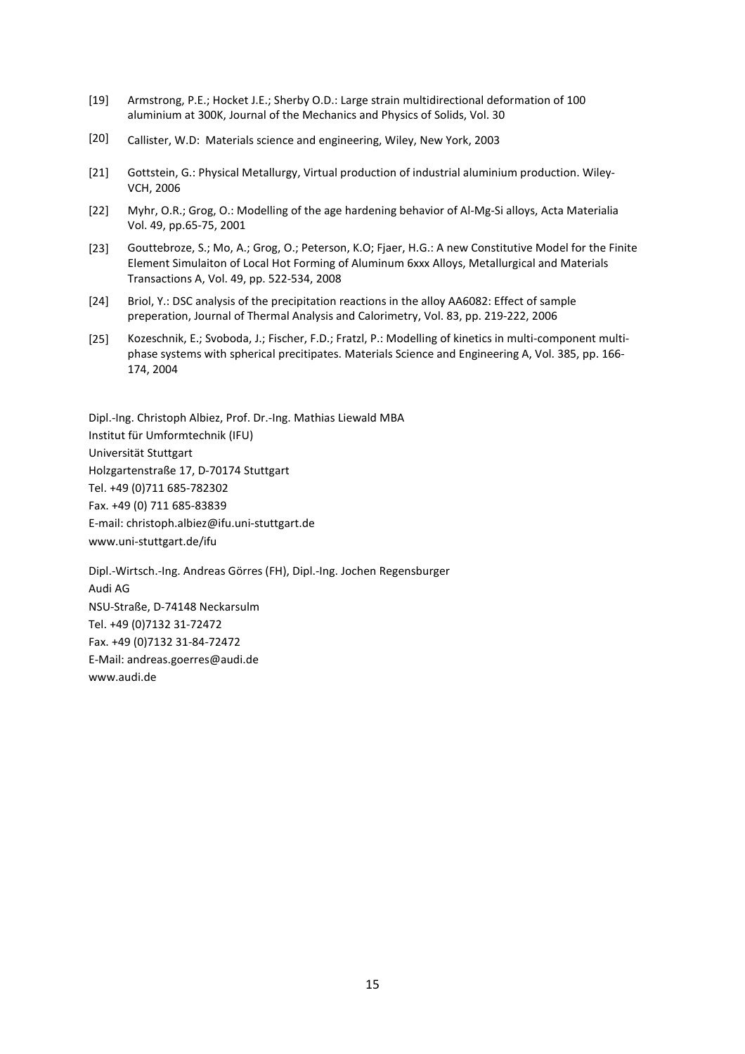[19] Armstrong, P.E.; Hocket J.E.; Sherby O.D.: Large strain multidirectional deformation of 100 aluminium at 300K, Journal of the Mechanics and Physics of Solids, Vol. 30

[20] Callister, W.D: Materials science and engineering, Wiley, New York, 2003

[21] Gottstein, G.: Physical Metallurgy, Virtual production of industrial aluminium production. Wiley-VCH, 2006

[22] Myhr, O.R.; Grog, O.: Modelling of the age hardening behavior of Al-Mg-Si alloys, Acta Materialia Vol. 49, pp.65-75, 2001

[23] Gouttebroze, S.; Mo, A.; Grog, O.; Peterson, K.O; Fjaer, H.G.: A new Constitutive Model for the Finite Element Simulaiton of Local Hot Forming of Aluminum 6xxx Alloys, Metallurgical and Materials Transactions A, Vol. 49, pp. 522-534, 2008

[24] Briol, Y.: DSC analysis of the precipitation reactions in the alloy AA6082: Effect of sample preperation, Journal of Thermal Analysis and Calorimetry, Vol. 83, pp. 219-222, 2006

[25] Kozeschnik, E.; Svoboda, J.; Fischer, F.D.; Fratzl, P.: Modelling of kinetics in multi-component multi-phase systems with spherical precitipates. Materials Science and Engineering A, Vol. 385, pp. 166-174, 2004

Dipl.-Ing. Christoph Albiez, Prof. Dr.-Ing. Mathias Liewald MBA
Institut für Umformtechnik (IFU)
Universität Stuttgart
Holzgartenstraße 17, D-70174 Stuttgart
Tel. +49 (0)711 685-782302
Fax. +49 (0) 711 685-83839
E-mail: christoph.albiez@ifu.uni-stuttgart.de
www.uni-stuttgart.de/ifu

Dipl.-Wirtsch.-Ing. Andreas Görres (FH), Dipl.-Ing. Jochen Regensburger
Audi AG
NSU-Straße, D-74148 Neckarsulm
Tel. +49 (0)7132 31-72472
Fax. +49 (0)7132 31-84-72472
E-Mail: andreas.goerres@audi.de
www.audi.de